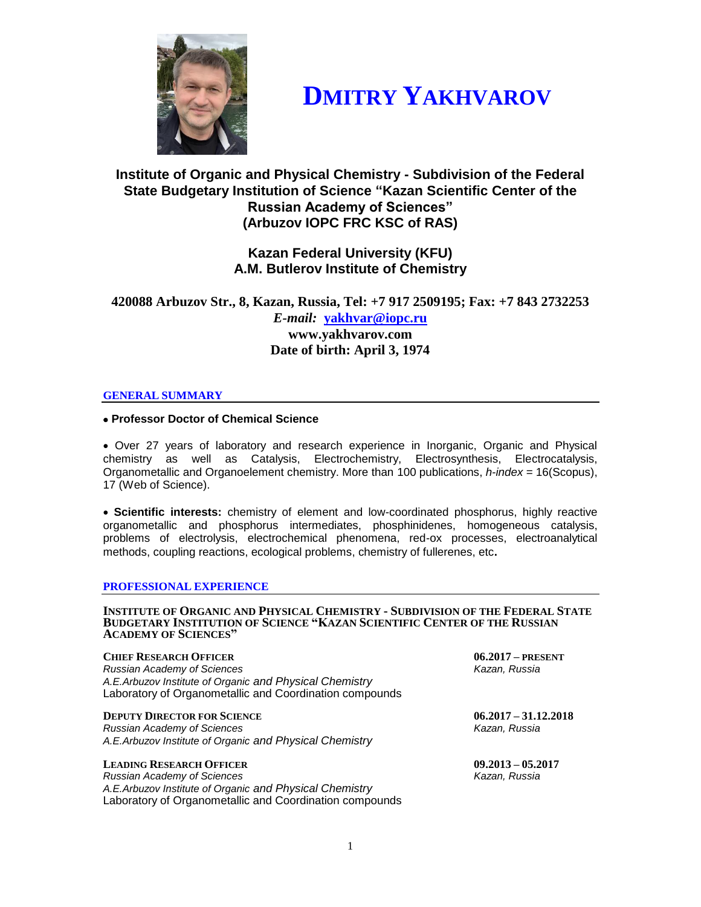# DMITRY YAKHVAROV

**Institute of Organic and Physical Chemistry - Subdivision of the Federal State Budgetary Institution of Science "Kazan Scientific Center of the Russian Academy of Sciences" (Arbuzov IOPC FRC KSC of RAS)**

**Kazan Federal University (KFU)**
**A.M. Butlerov Institute of Chemistry**

**420088 Arbuzov Str., 8, Kazan, Russia, Tel: +7 917 2509195; Fax: +7 843 2732253**
***E-mail:*** **[yakhvar@iopc.ru](mailto:yakhvar@iopc.ru)**
**www.yakhvarov.com**
**Date of birth: April 3, 1974**

## GENERAL SUMMARY

- **Professor Doctor of Chemical Science**

- Over 27 years of laboratory and research experience in Inorganic, Organic and Physical chemistry as well as Catalysis, Electrochemistry, Electrosynthesis, Electrocatalysis, Organometallic and Organoelement chemistry. More than 100 publications, *h-index* = 16(Scopus), 17 (Web of Science).

- **Scientific interests:** chemistry of element and low-coordinated phosphorus, highly reactive organometallic and phosphorus intermediates, phosphinidenes, homogeneous catalysis, problems of electrolysis, electrochemical phenomena, red-ox processes, electroanalytical methods, coupling reactions, ecological problems, chemistry of fullerenes, etc**.**

## PROFESSIONAL EXPERIENCE

### INSTITUTE OF ORGANIC AND PHYSICAL CHEMISTRY - SUBDIVISION OF THE FEDERAL STATE BUDGETARY INSTITUTION OF SCIENCE "KAZAN SCIENTIFIC CENTER OF THE RUSSIAN ACADEMY OF SCIENCES"

**CHIEF RESEARCH OFFICER** — **06.2017 – PRESENT**
*Russian Academy of Sciences* — *Kazan, Russia*
*A.E.Arbuzov Institute of Organic and Physical Chemistry*
Laboratory of Organometallic and Coordination compounds

**DEPUTY DIRECTOR FOR SCIENCE** — **06.2017 – 31.12.2018**
*Russian Academy of Sciences* — *Kazan, Russia*
*A.E.Arbuzov Institute of Organic and Physical Chemistry*

**LEADING RESEARCH OFFICER** — **09.2013 – 05.2017**
*Russian Academy of Sciences* — *Kazan, Russia*
*A.E.Arbuzov Institute of Organic and Physical Chemistry*
Laboratory of Organometallic and Coordination compounds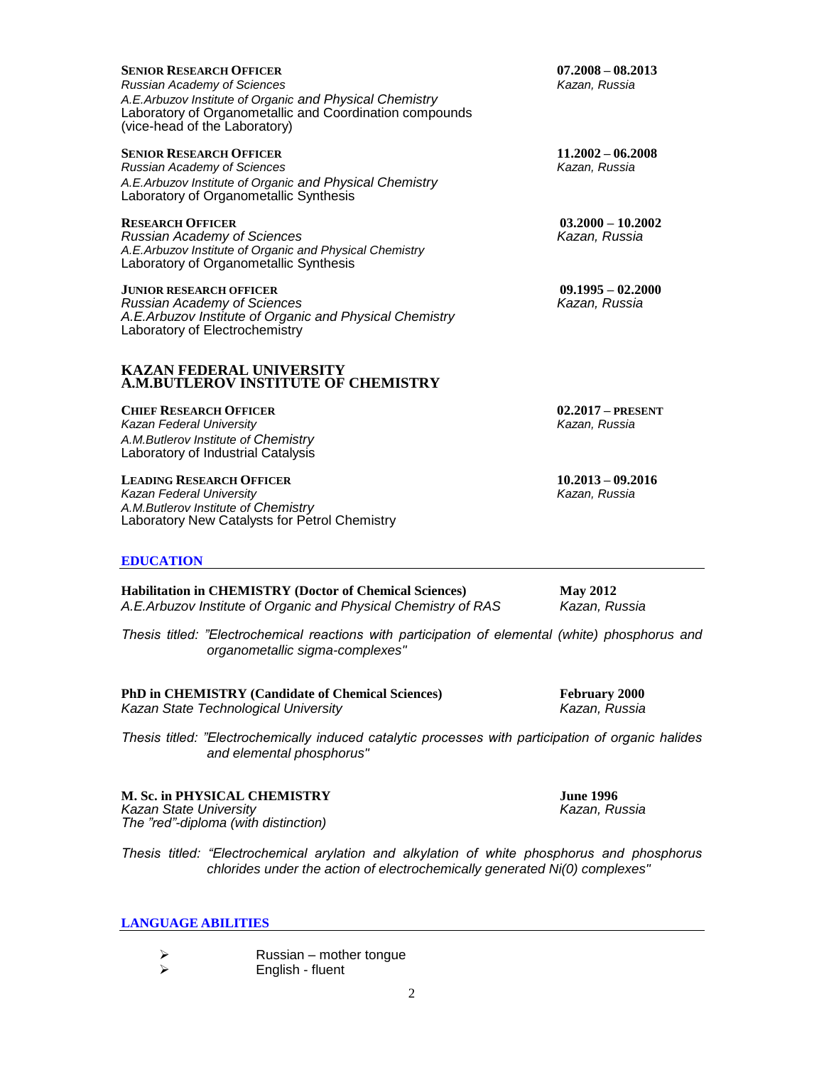**SENIOR RESEARCH OFFICER** **07.2008 – 08.2013**
*Russian Academy of Sciences* *Kazan, Russia*
*A.E.Arbuzov Institute of Organic and Physical Chemistry*
Laboratory of Organometallic and Coordination compounds
(vice-head of the Laboratory)

**SENIOR RESEARCH OFFICER** **11.2002 – 06.2008**
*Russian Academy of Sciences* *Kazan, Russia*
*A.E.Arbuzov Institute of Organic and Physical Chemistry*
Laboratory of Organometallic Synthesis

**RESEARCH OFFICER** **03.2000 – 10.2002**
*Russian Academy of Sciences* *Kazan, Russia*
*A.E.Arbuzov Institute of Organic and Physical Chemistry*
Laboratory of Organometallic Synthesis

**JUNIOR RESEARCH OFFICER** **09.1995 – 02.2000**
*Russian Academy of Sciences* *Kazan, Russia*
*A.E.Arbuzov Institute of Organic and Physical Chemistry*
Laboratory of Electrochemistry

### KAZAN FEDERAL UNIVERSITY A.M.BUTLEROV INSTITUTE OF CHEMISTRY

**CHIEF RESEARCH OFFICER** **02.2017 – PRESENT**
*Kazan Federal University* *Kazan, Russia*
*A.M.Butlerov Institute of Chemistry*
Laboratory of Industrial Catalysis

**LEADING RESEARCH OFFICER** **10.2013 – 09.2016**
*Kazan Federal University* *Kazan, Russia*
*A.M.Butlerov Institute of Chemistry*
Laboratory New Catalysts for Petrol Chemistry

## EDUCATION

**Habilitation in CHEMISTRY (Doctor of Chemical Sciences)** **May 2012**
*A.E.Arbuzov Institute of Organic and Physical Chemistry of RAS* *Kazan, Russia*

*Thesis titled: "Electrochemical reactions with participation of elemental (white) phosphorus and organometallic sigma-complexes"*

**PhD in CHEMISTRY (Candidate of Chemical Sciences)** **February 2000**
*Kazan State Technological University* *Kazan, Russia*

*Thesis titled: "Electrochemically induced catalytic processes with participation of organic halides and elemental phosphorus"*

**M. Sc. in PHYSICAL CHEMISTRY** **June 1996**
*Kazan State University* *Kazan, Russia*
*The "red"-diploma (with distinction)*

*Thesis titled: "Electrochemical arylation and alkylation of white phosphorus and phosphorus chlorides under the action of electrochemically generated Ni(0) complexes"*

## LANGUAGE ABILITIES

- Russian – mother tongue
- English - fluent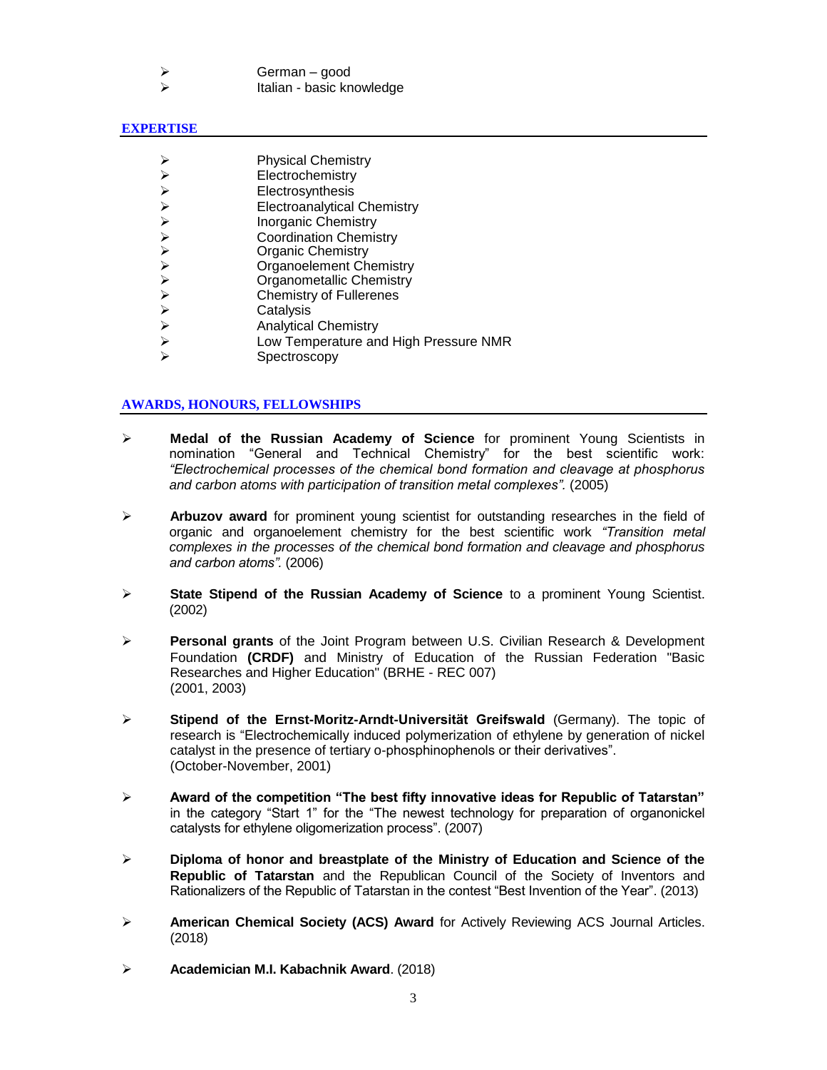- German – good
- Italian - basic knowledge

## EXPERTISE

- Physical Chemistry
- Electrochemistry
- Electrosynthesis
- Electroanalytical Chemistry
- Inorganic Chemistry
- Coordination Chemistry
- Organic Chemistry
- Organoelement Chemistry
- Organometallic Chemistry
- Chemistry of Fullerenes
- Catalysis
- Analytical Chemistry
- Low Temperature and High Pressure NMR
- Spectroscopy

## AWARDS, HONOURS, FELLOWSHIPS

- **Medal of the Russian Academy of Science** for prominent Young Scientists in nomination "General and Technical Chemistry" for the best scientific work: *"Electrochemical processes of the chemical bond formation and cleavage at phosphorus and carbon atoms with participation of transition metal complexes".* (2005)

- **Arbuzov award** for prominent young scientist for outstanding researches in the field of organic and organoelement chemistry for the best scientific work *"Transition metal complexes in the processes of the chemical bond formation and cleavage and phosphorus and carbon atoms".* (2006)

- **State Stipend of the Russian Academy of Science** to a prominent Young Scientist. (2002)

- **Personal grants** of the Joint Program between U.S. Civilian Research & Development Foundation **(CRDF)** and Ministry of Education of the Russian Federation "Basic Researches and Higher Education" (BRHE - REC 007) (2001, 2003)

- **Stipend of the Ernst-Moritz-Arndt-Universität Greifswald** (Germany). The topic of research is "Electrochemically induced polymerization of ethylene by generation of nickel catalyst in the presence of tertiary o-phosphinophenols or their derivatives". (October-November, 2001)

- **Award of the competition "The best fifty innovative ideas for Republic of Tatarstan"** in the category "Start 1" for the "The newest technology for preparation of organonickel catalysts for ethylene oligomerization process". (2007)

- **Diploma of honor and breastplate of the Ministry of Education and Science of the Republic of Tatarstan** and the Republican Council of the Society of Inventors and Rationalizers of the Republic of Tatarstan in the contest "Best Invention of the Year". (2013)

- **American Chemical Society (ACS) Award** for Actively Reviewing ACS Journal Articles. (2018)

- **Academician M.I. Kabachnik Award**. (2018)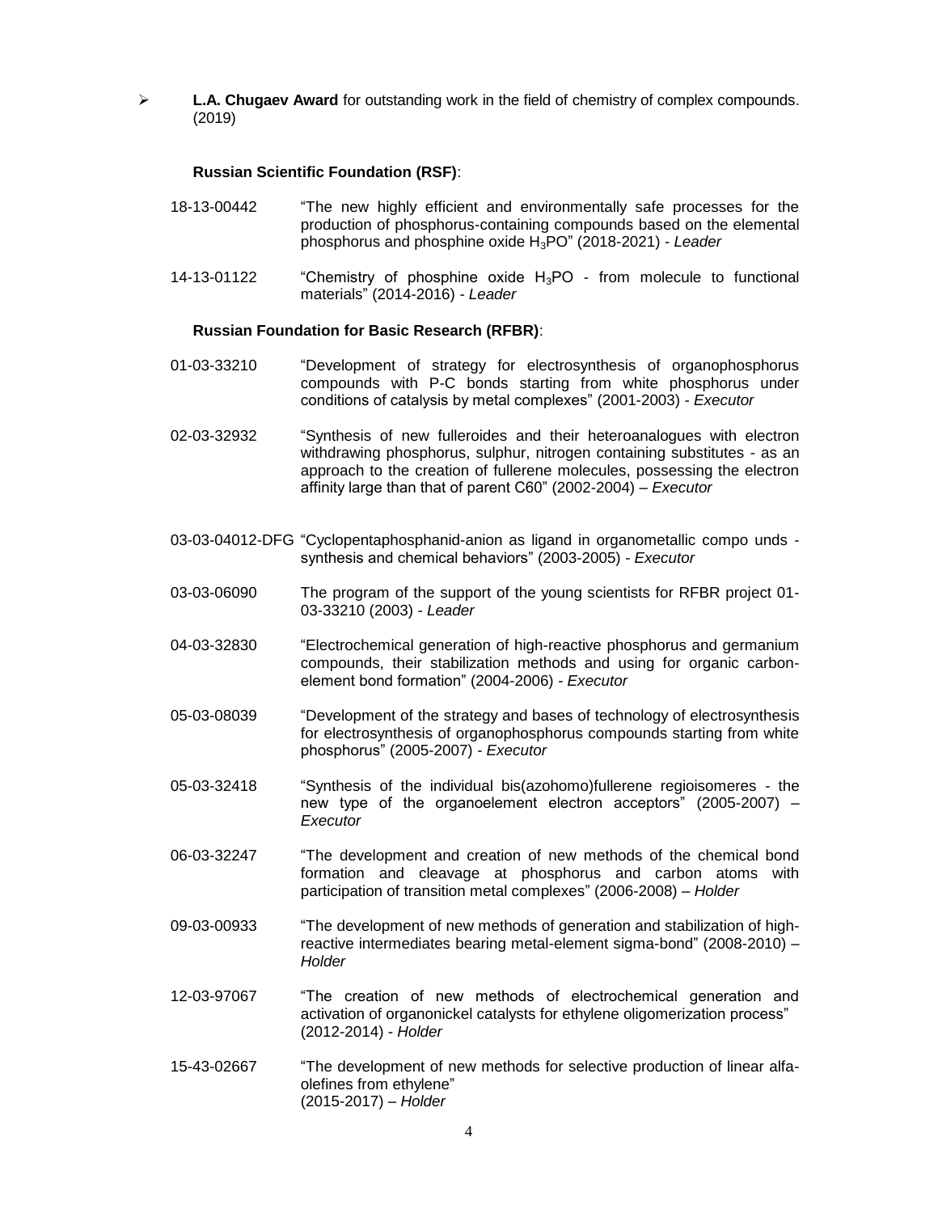- **L.A. Chugaev Award** for outstanding work in the field of chemistry of complex compounds. (2019)

**Russian Scientific Foundation (RSF)**:

18-13-00442 "The new highly efficient and environmentally safe processes for the production of phosphorus-containing compounds based on the elemental phosphorus and phosphine oxide $H_3PO$" (2018-2021) - *Leader*

14-13-01122 "Chemistry of phosphine oxide $H_3PO$ - from molecule to functional materials" (2014-2016) - *Leader*

**Russian Foundation for Basic Research (RFBR)**:

01-03-33210 "Development of strategy for electrosynthesis of organophosphorus compounds with P-C bonds starting from white phosphorus under conditions of catalysis by metal complexes" (2001-2003) - *Executor*

02-03-32932 "Synthesis of new fulleroides and their heteroanalogues with electron withdrawing phosphorus, sulphur, nitrogen containing substitutes - as an approach to the creation of fullerene molecules, possessing the electron affinity large than that of parent C60" (2002-2004) – *Executor*

03-03-04012-DFG "Cyclopentaphosphanid-anion as ligand in organometallic compo unds - synthesis and chemical behaviors" (2003-2005) - *Executor*

03-03-06090 The program of the support of the young scientists for RFBR project 01-03-33210 (2003) - *Leader*

04-03-32830 "Electrochemical generation of high-reactive phosphorus and germanium compounds, their stabilization methods and using for organic carbon-element bond formation" (2004-2006) - *Executor*

05-03-08039 "Development of the strategy and bases of technology of electrosynthesis for electrosynthesis of organophosphorus compounds starting from white phosphorus" (2005-2007) - *Executor*

05-03-32418 "Synthesis of the individual bis(azohomo)fullerene regioisomeres - the new type of the organoelement electron acceptors" (2005-2007) – *Executor*

06-03-32247 "The development and creation of new methods of the chemical bond formation and cleavage at phosphorus and carbon atoms with participation of transition metal complexes" (2006-2008) – *Holder*

09-03-00933 "The development of new methods of generation and stabilization of high-reactive intermediates bearing metal-element sigma-bond" (2008-2010) – *Holder*

12-03-97067 "The creation of new methods of electrochemical generation and activation of organonickel catalysts for ethylene oligomerization process" (2012-2014) - *Holder*

15-43-02667 "The development of new methods for selective production of linear alfa-olefines from ethylene" (2015-2017) – *Holder*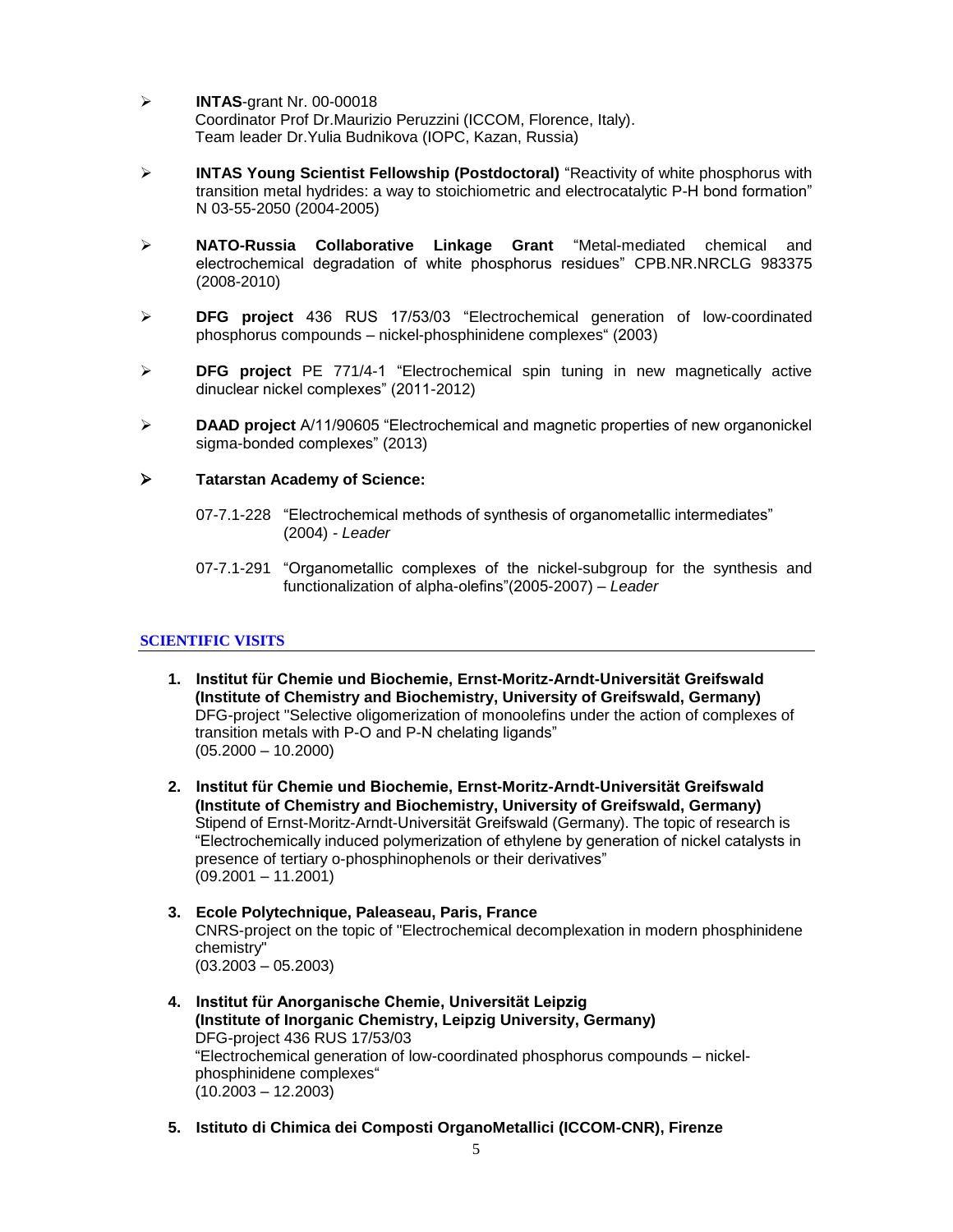- **INTAS**-grant Nr. 00-00018
  Coordinator Prof Dr.Maurizio Peruzzini (ICCOM, Florence, Italy).
  Team leader Dr.Yulia Budnikova (IOPC, Kazan, Russia)

- **INTAS Young Scientist Fellowship (Postdoctoral)** "Reactivity of white phosphorus with transition metal hydrides: a way to stoichiometric and electrocatalytic P-H bond formation" N 03-55-2050 (2004-2005)

- **NATO-Russia Collaborative Linkage Grant** "Metal-mediated chemical and electrochemical degradation of white phosphorus residues" CPB.NR.NRCLG 983375 (2008-2010)

- **DFG project** 436 RUS 17/53/03 "Electrochemical generation of low-coordinated phosphorus compounds – nickel-phosphinidene complexes" (2003)

- **DFG project** PE 771/4-1 "Electrochemical spin tuning in new magnetically active dinuclear nickel complexes" (2011-2012)

- **DAAD project** A/11/90605 "Electrochemical and magnetic properties of new organonickel sigma-bonded complexes" (2013)

- **Tatarstan Academy of Science:**

  07-7.1-228 "Electrochemical methods of synthesis of organometallic intermediates" (2004) - *Leader*

  07-7.1-291 "Organometallic complexes of the nickel-subgroup for the synthesis and functionalization of alpha-olefins"(2005-2007) – *Leader*

## SCIENTIFIC VISITS

1. **Institut für Chemie und Biochemie, Ernst-Moritz-Arndt-Universität Greifswald (Institute of Chemistry and Biochemistry, University of Greifswald, Germany)**
   DFG-project "Selective oligomerization of monoolefins under the action of complexes of transition metals with P-O and P-N chelating ligands"
   (05.2000 – 10.2000)

2. **Institut für Chemie und Biochemie, Ernst-Moritz-Arndt-Universität Greifswald (Institute of Chemistry and Biochemistry, University of Greifswald, Germany)**
   Stipend of Ernst-Moritz-Arndt-Universität Greifswald (Germany). The topic of research is "Electrochemically induced polymerization of ethylene by generation of nickel catalysts in presence of tertiary o-phosphinophenols or their derivatives"
   (09.2001 – 11.2001)

3. **Ecole Polytechnique, Paleaseau, Paris, France**
   CNRS-project on the topic of "Electrochemical decomplexation in modern phosphinidene chemistry"
   (03.2003 – 05.2003)

4. **Institut für Anorganische Chemie, Universität Leipzig (Institute of Inorganic Chemistry, Leipzig University, Germany)**
   DFG-project 436 RUS 17/53/03
   "Electrochemical generation of low-coordinated phosphorus compounds – nickel-phosphinidene complexes"
   (10.2003 – 12.2003)

5. **Istituto di Chimica dei Composti OrganoMetallici (ICCOM-CNR), Firenze**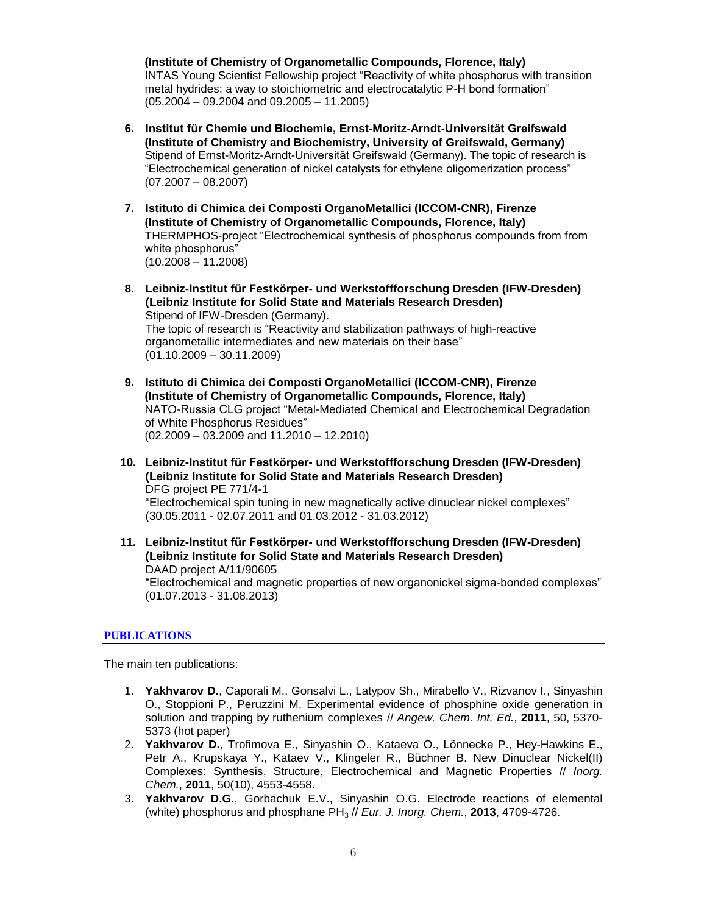**(Institute of Chemistry of Organometallic Compounds, Florence, Italy)**
INTAS Young Scientist Fellowship project "Reactivity of white phosphorus with transition metal hydrides: a way to stoichiometric and electrocatalytic P-H bond formation"
(05.2004 – 09.2004 and 09.2005 – 11.2005)

6. **Institut für Chemie und Biochemie, Ernst-Moritz-Arndt-Universität Greifswald (Institute of Chemistry and Biochemistry, University of Greifswald, Germany)**
   Stipend of Ernst-Moritz-Arndt-Universität Greifswald (Germany). The topic of research is "Electrochemical generation of nickel catalysts for ethylene oligomerization process"
   (07.2007 – 08.2007)

7. **Istituto di Chimica dei Composti OrganoMetallici (ICCOM-CNR), Firenze (Institute of Chemistry of Organometallic Compounds, Florence, Italy)**
   THERMPHOS-project "Electrochemical synthesis of phosphorus compounds from from white phosphorus"
   (10.2008 – 11.2008)

8. **Leibniz-Institut für Festkörper- und Werkstoffforschung Dresden (IFW-Dresden) (Leibniz Institute for Solid State and Materials Research Dresden)**
   Stipend of IFW-Dresden (Germany).
   The topic of research is "Reactivity and stabilization pathways of high-reactive organometallic intermediates and new materials on their base"
   (01.10.2009 – 30.11.2009)

9. **Istituto di Chimica dei Composti OrganoMetallici (ICCOM-CNR), Firenze (Institute of Chemistry of Organometallic Compounds, Florence, Italy)**
   NATO-Russia CLG project "Metal-Mediated Chemical and Electrochemical Degradation of White Phosphorus Residues"
   (02.2009 – 03.2009 and 11.2010 – 12.2010)

10. **Leibniz-Institut für Festkörper- und Werkstoffforschung Dresden (IFW-Dresden) (Leibniz Institute for Solid State and Materials Research Dresden)**
    DFG project PE 771/4-1
    "Electrochemical spin tuning in new magnetically active dinuclear nickel complexes"
    (30.05.2011 - 02.07.2011 and 01.03.2012 - 31.03.2012)

11. **Leibniz-Institut für Festkörper- und Werkstoffforschung Dresden (IFW-Dresden) (Leibniz Institute for Solid State and Materials Research Dresden)**
    DAAD project A/11/90605
    "Electrochemical and magnetic properties of new organonickel sigma-bonded complexes"
    (01.07.2013 - 31.08.2013)

## PUBLICATIONS

The main ten publications:

1. **Yakhvarov D.**, Caporali M., Gonsalvi L., Latypov Sh., Mirabello V., Rizvanov I., Sinyashin O., Stoppioni P., Peruzzini M. Experimental evidence of phosphine oxide generation in solution and trapping by ruthenium complexes // *Angew. Chem. Int. Ed.*, **2011**, 50, 5370-5373 (hot paper)
2. **Yakhvarov D.**, Trofimova E., Sinyashin O., Kataeva O., Lönnecke P., Hey-Hawkins E., Petr A., Krupskaya Y., Kataev V., Klingeler R., Büchner B. New Dinuclear Nickel(II) Complexes: Synthesis, Structure, Electrochemical and Magnetic Properties // *Inorg. Chem.*, **2011**, 50(10), 4553-4558.
3. **Yakhvarov D.G.**, Gorbachuk E.V., Sinyashin O.G. Electrode reactions of elemental (white) phosphorus and phosphane $PH_3$ // *Eur. J. Inorg. Chem.*, **2013**, 4709-4726.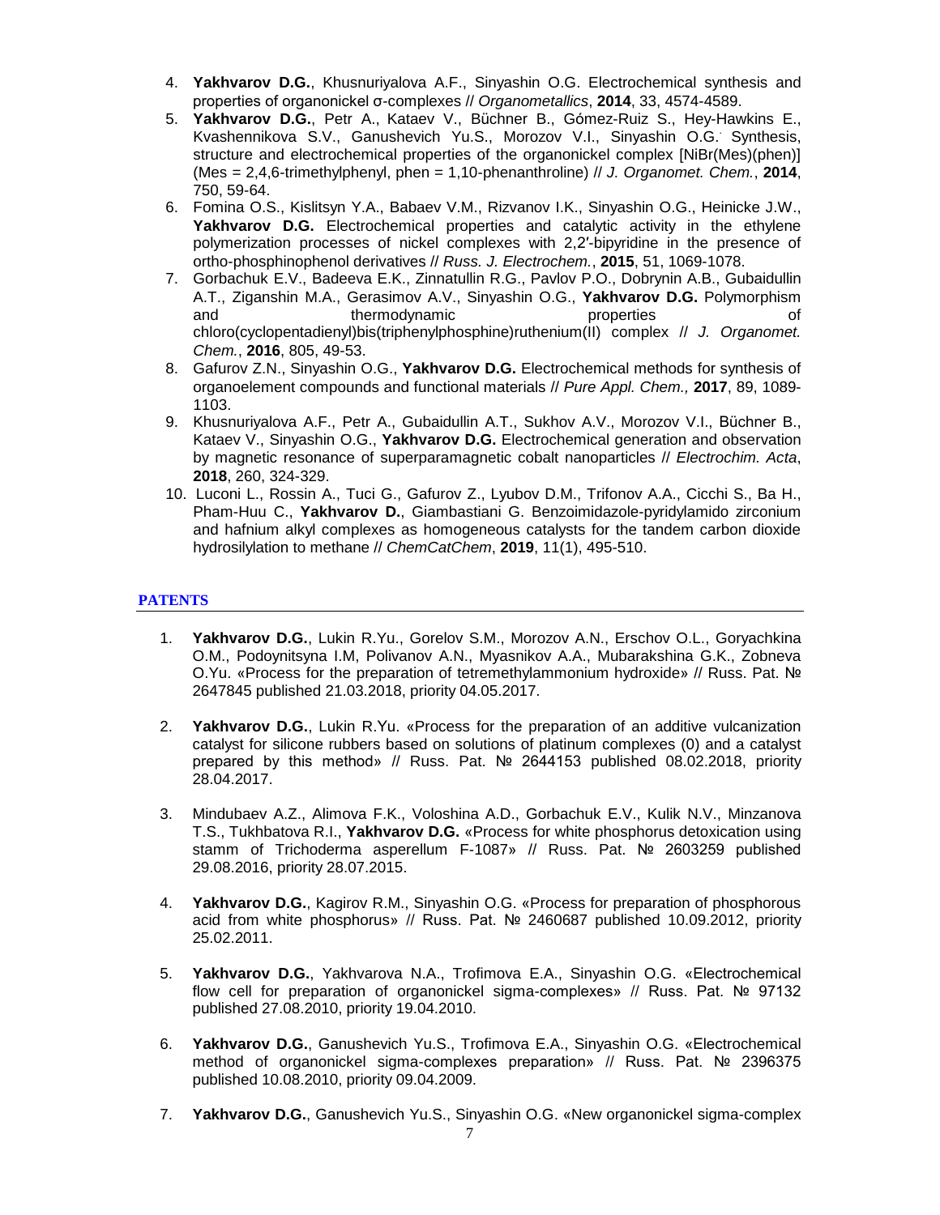4. **Yakhvarov D.G.**, Khusnuriyalova A.F., Sinyashin O.G. Electrochemical synthesis and properties of organonickel σ-complexes // *Organometallics*, **2014**, 33, 4574-4589.
5. **Yakhvarov D.G.**, Petr A., Kataev V., Büchner B., Gómez-Ruiz S., Hey-Hawkins E., Kvashennikova S.V., Ganushevich Yu.S., Morozov V.I., Sinyashin O.G. Synthesis, structure and electrochemical properties of the organonickel complex [NiBr(Mes)(phen)] (Mes = 2,4,6-trimethylphenyl, phen = 1,10-phenanthroline) // *J. Organomet. Chem.*, **2014**, 750, 59-64.
6. Fomina O.S., Kislitsyn Y.A., Babaev V.M., Rizvanov I.K., Sinyashin O.G., Heinicke J.W., **Yakhvarov D.G.** Electrochemical properties and catalytic activity in the ethylene polymerization processes of nickel complexes with 2,2′-bipyridine in the presence of ortho-phosphinophenol derivatives // *Russ. J. Electrochem.*, **2015**, 51, 1069-1078.
7. Gorbachuk E.V., Badeeva E.K., Zinnatullin R.G., Pavlov P.O., Dobrynin A.B., Gubaidullin A.T., Ziganshin M.A., Gerasimov A.V., Sinyashin O.G., **Yakhvarov D.G.** Polymorphism and thermodynamic properties of chloro(cyclopentadienyl)bis(triphenylphosphine)ruthenium(II) complex // *J. Organomet. Chem.*, **2016**, 805, 49-53.
8. Gafurov Z.N., Sinyashin O.G., **Yakhvarov D.G.** Electrochemical methods for synthesis of organoelement compounds and functional materials // *Pure Appl. Chem.,* **2017**, 89, 1089-1103.
9. Khusnuriyalova A.F., Petr A., Gubaidullin A.T., Sukhov A.V., Morozov V.I., Büchner B., Kataev V., Sinyashin O.G., **Yakhvarov D.G.** Electrochemical generation and observation by magnetic resonance of superparamagnetic cobalt nanoparticles // *Electrochim. Acta*, **2018**, 260, 324-329.
10. Luconi L., Rossin A., Tuci G., Gafurov Z., Lyubov D.M., Trifonov A.A., Cicchi S., Ba H., Pham-Huu C., **Yakhvarov D.**, Giambastiani G. Benzoimidazole-pyridylamido zirconium and hafnium alkyl complexes as homogeneous catalysts for the tandem carbon dioxide hydrosilylation to methane // *ChemCatChem*, **2019**, 11(1), 495-510.

## PATENTS

1. **Yakhvarov D.G.**, Lukin R.Yu., Gorelov S.M., Morozov A.N., Erschov O.L., Goryachkina O.M., Podoynitsyna I.M, Polivanov A.N., Myasnikov A.A., Mubarakshina G.K., Zobneva O.Yu. «Process for the preparation of tetremethylammonium hydroxide» // Russ. Pat. № 2647845 published 21.03.2018, priority 04.05.2017.

2. **Yakhvarov D.G.**, Lukin R.Yu. «Process for the preparation of an additive vulcanization catalyst for silicone rubbers based on solutions of platinum complexes (0) and a catalyst prepared by this method» // Russ. Pat. № 2644153 published 08.02.2018, priority 28.04.2017.

3. Mindubaev A.Z., Alimova F.K., Voloshina A.D., Gorbachuk E.V., Kulik N.V., Minzanova T.S., Tukhbatova R.I., **Yakhvarov D.G.** «Process for white phosphorus detoxication using stamm of Trichoderma asperellum F-1087» // Russ. Pat. № 2603259 published 29.08.2016, priority 28.07.2015.

4. **Yakhvarov D.G.**, Kagirov R.M., Sinyashin O.G. «Process for preparation of phosphorous acid from white phosphorus» // Russ. Pat. № 2460687 published 10.09.2012, priority 25.02.2011.

5. **Yakhvarov D.G.**, Yakhvarova N.A., Trofimova E.A., Sinyashin O.G. «Electrochemical flow cell for preparation of organonickel sigma-complexes» // Russ. Pat. № 97132 published 27.08.2010, priority 19.04.2010.

6. **Yakhvarov D.G.**, Ganushevich Yu.S., Trofimova E.A., Sinyashin O.G. «Electrochemical method of organonickel sigma-complexes preparation» // Russ. Pat. № 2396375 published 10.08.2010, priority 09.04.2009.

7. **Yakhvarov D.G.**, Ganushevich Yu.S., Sinyashin O.G. «New organonickel sigma-complex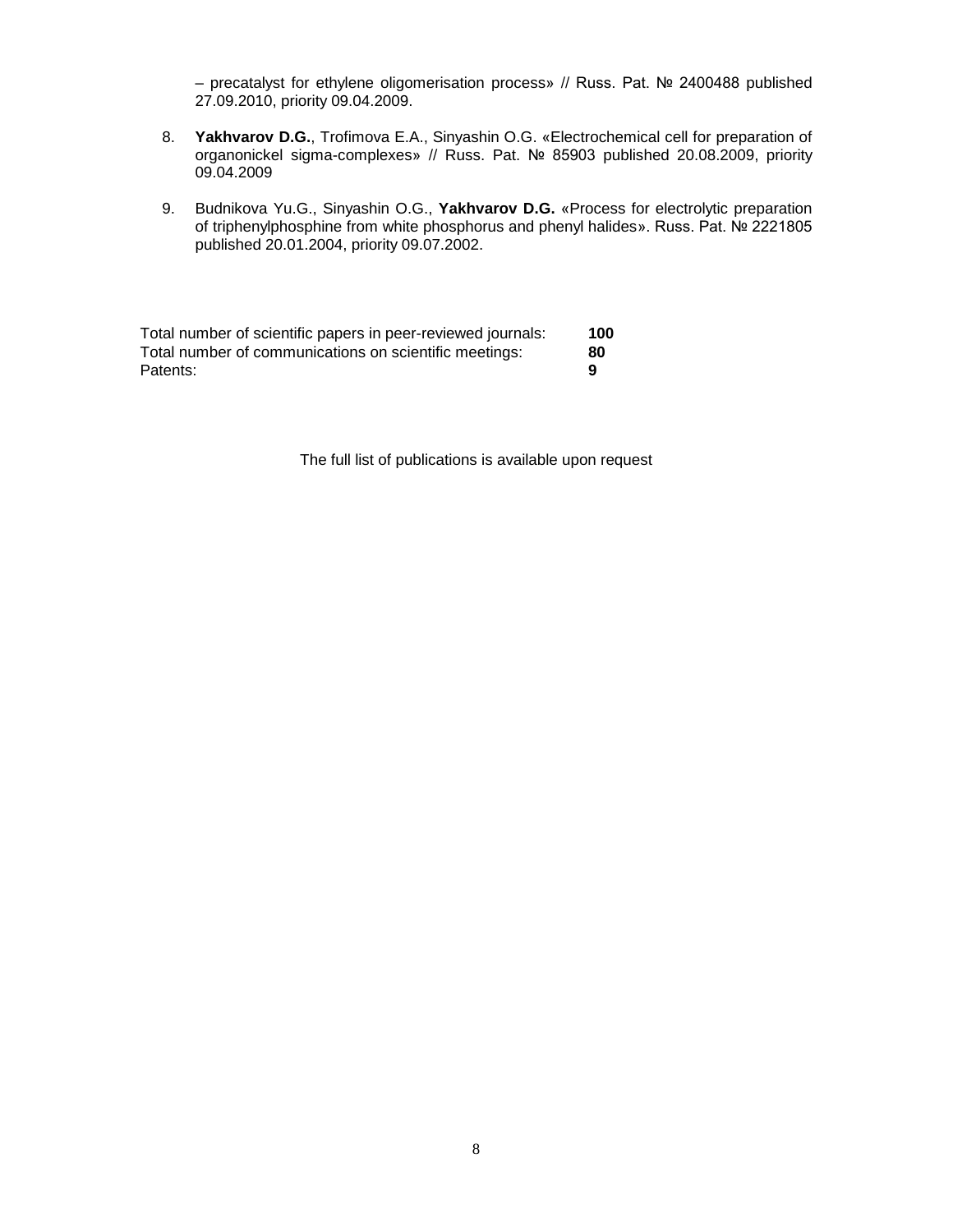– precatalyst for ethylene oligomerisation process» // Russ. Pat. № 2400488 published 27.09.2010, priority 09.04.2009.

8. **Yakhvarov D.G.**, Trofimova E.A., Sinyashin O.G. «Electrochemical cell for preparation of organonickel sigma-complexes» // Russ. Pat. № 85903 published 20.08.2009, priority 09.04.2009

9. Budnikova Yu.G., Sinyashin O.G., **Yakhvarov D.G.** «Process for electrolytic preparation of triphenylphosphine from white phosphorus and phenyl halides». Russ. Pat. № 2221805 published 20.01.2004, priority 09.07.2002.

| | |
|---|---|
| Total number of scientific papers in peer-reviewed journals: | **100** |
| Total number of communications on scientific meetings: | **80** |
| Patents: | **9** |

The full list of publications is available upon request